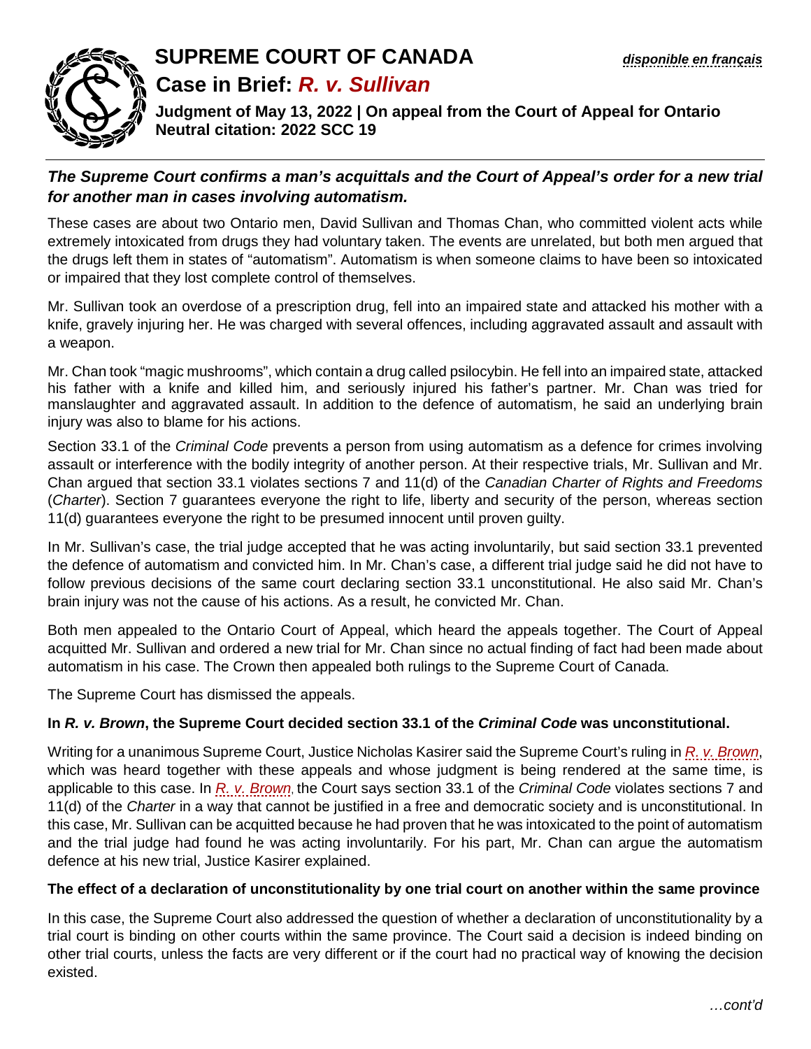# SUPREME COURT OF CANADA

*disponible en français*

## Case in Brief: *R. v. Sullivan*

**Judgment of May 13, 2022 | On appeal from the Court of Appeal for Ontario**
**Neutral citation: 2022 SCC 19**

***The Supreme Court confirms a man's acquittals and the Court of Appeal's order for a new trial for another man in cases involving automatism.***

These cases are about two Ontario men, David Sullivan and Thomas Chan, who committed violent acts while extremely intoxicated from drugs they had voluntary taken. The events are unrelated, but both men argued that the drugs left them in states of "automatism". Automatism is when someone claims to have been so intoxicated or impaired that they lost complete control of themselves.

Mr. Sullivan took an overdose of a prescription drug, fell into an impaired state and attacked his mother with a knife, gravely injuring her. He was charged with several offences, including aggravated assault and assault with a weapon.

Mr. Chan took "magic mushrooms", which contain a drug called psilocybin. He fell into an impaired state, attacked his father with a knife and killed him, and seriously injured his father's partner. Mr. Chan was tried for manslaughter and aggravated assault. In addition to the defence of automatism, he said an underlying brain injury was also to blame for his actions.

Section 33.1 of the *Criminal Code* prevents a person from using automatism as a defence for crimes involving assault or interference with the bodily integrity of another person. At their respective trials, Mr. Sullivan and Mr. Chan argued that section 33.1 violates sections 7 and 11(d) of the *Canadian Charter of Rights and Freedoms* (*Charter*). Section 7 guarantees everyone the right to life, liberty and security of the person, whereas section 11(d) guarantees everyone the right to be presumed innocent until proven guilty.

In Mr. Sullivan's case, the trial judge accepted that he was acting involuntarily, but said section 33.1 prevented the defence of automatism and convicted him. In Mr. Chan's case, a different trial judge said he did not have to follow previous decisions of the same court declaring section 33.1 unconstitutional. He also said Mr. Chan's brain injury was not the cause of his actions. As a result, he convicted Mr. Chan.

Both men appealed to the Ontario Court of Appeal, which heard the appeals together. The Court of Appeal acquitted Mr. Sullivan and ordered a new trial for Mr. Chan since no actual finding of fact had been made about automatism in his case. The Crown then appealed both rulings to the Supreme Court of Canada.

The Supreme Court has dismissed the appeals.

**In *R. v. Brown*, the Supreme Court decided section 33.1 of the *Criminal Code* was unconstitutional.**

Writing for a unanimous Supreme Court, Justice Nicholas Kasirer said the Supreme Court's ruling in *R. v. Brown*, which was heard together with these appeals and whose judgment is being rendered at the same time, is applicable to this case. In *R. v. Brown*, the Court says section 33.1 of the *Criminal Code* violates sections 7 and 11(d) of the *Charter* in a way that cannot be justified in a free and democratic society and is unconstitutional. In this case, Mr. Sullivan can be acquitted because he had proven that he was intoxicated to the point of automatism and the trial judge had found he was acting involuntarily. For his part, Mr. Chan can argue the automatism defence at his new trial, Justice Kasirer explained.

**The effect of a declaration of unconstitutionality by one trial court on another within the same province**

In this case, the Supreme Court also addressed the question of whether a declaration of unconstitutionality by a trial court is binding on other courts within the same province. The Court said a decision is indeed binding on other trial courts, unless the facts are very different or if the court had no practical way of knowing the decision existed.

*…cont'd*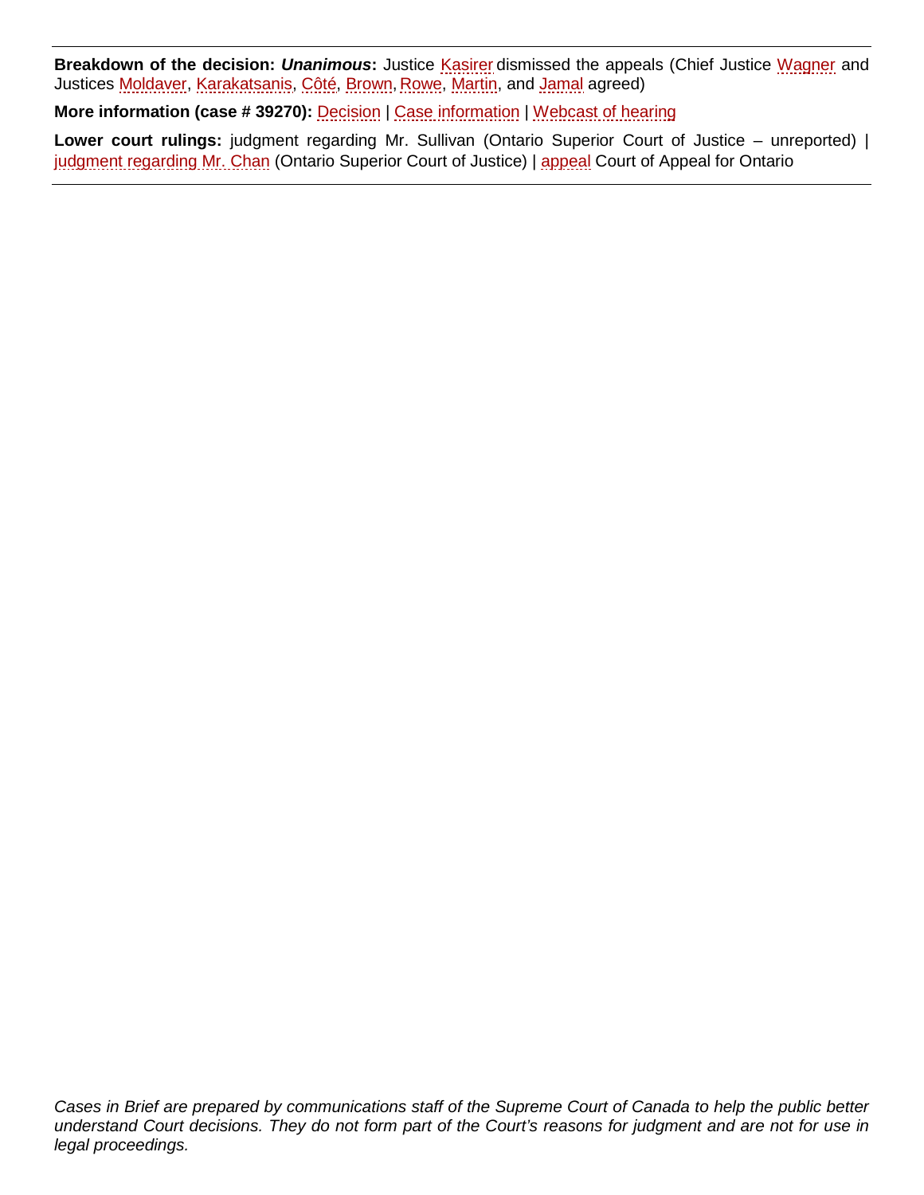**Breakdown of the decision:** ***Unanimous*****:** Justice Kasirer dismissed the appeals (Chief Justice Wagner and Justices Moldaver, Karakatsanis, Côté, Brown, Rowe, Martin, and Jamal agreed)

**More information (case # 39270):** Decision | Case information | Webcast of hearing

**Lower court rulings:** judgment regarding Mr. Sullivan (Ontario Superior Court of Justice – unreported) | judgment regarding Mr. Chan (Ontario Superior Court of Justice) | appeal Court of Appeal for Ontario

*Cases in Brief are prepared by communications staff of the Supreme Court of Canada to help the public better understand Court decisions. They do not form part of the Court's reasons for judgment and are not for use in legal proceedings.*